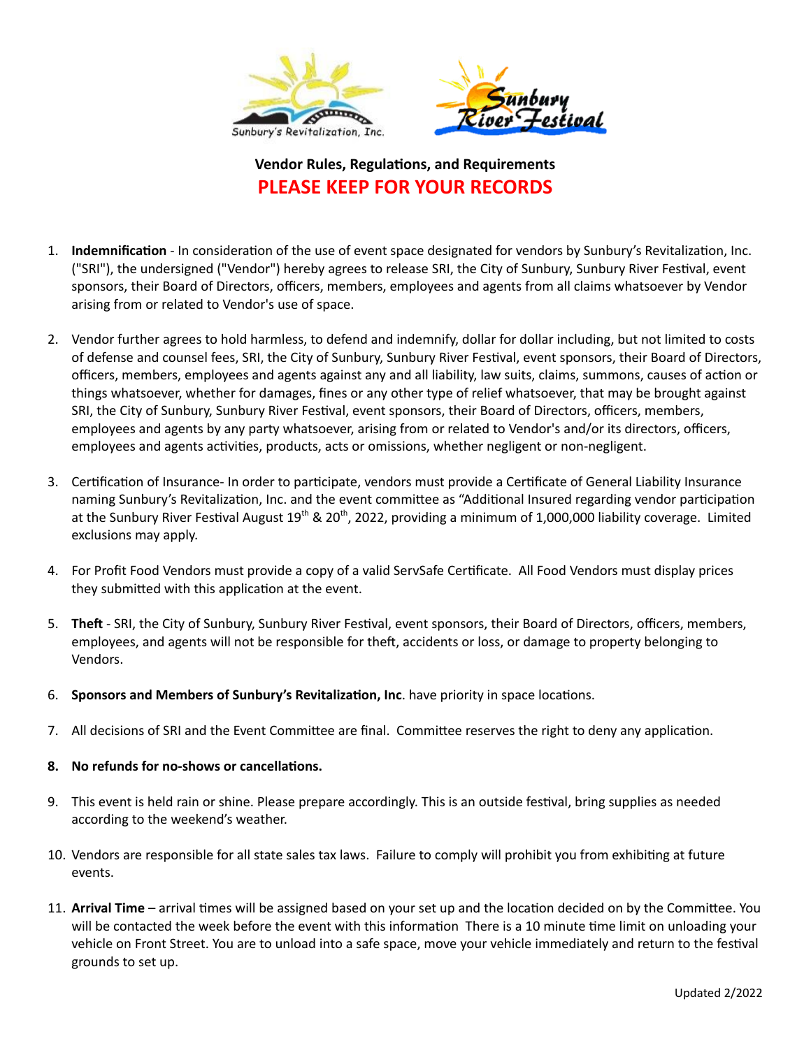**Vendor Rules, Regulations, and Requirements**

**PLEASE KEEP FOR YOUR RECORDS**

1. **Indemnification** - In consideration of the use of event space designated for vendors by Sunbury's Revitalization, Inc. ("SRI"), the undersigned ("Vendor") hereby agrees to release SRI, the City of Sunbury, Sunbury River Festival, event sponsors, their Board of Directors, officers, members, employees and agents from all claims whatsoever by Vendor arising from or related to Vendor's use of space.

2. Vendor further agrees to hold harmless, to defend and indemnify, dollar for dollar including, but not limited to costs of defense and counsel fees, SRI, the City of Sunbury, Sunbury River Festival, event sponsors, their Board of Directors, officers, members, employees and agents against any and all liability, law suits, claims, summons, causes of action or things whatsoever, whether for damages, fines or any other type of relief whatsoever, that may be brought against SRI, the City of Sunbury, Sunbury River Festival, event sponsors, their Board of Directors, officers, members, employees and agents by any party whatsoever, arising from or related to Vendor's and/or its directors, officers, employees and agents activities, products, acts or omissions, whether negligent or non-negligent.

3. Certification of Insurance- In order to participate, vendors must provide a Certificate of General Liability Insurance naming Sunbury's Revitalization, Inc. and the event committee as "Additional Insured regarding vendor participation at the Sunbury River Festival August 19th & 20th, 2022, providing a minimum of 1,000,000 liability coverage. Limited exclusions may apply.

4. For Profit Food Vendors must provide a copy of a valid ServSafe Certificate. All Food Vendors must display prices they submitted with this application at the event.

5. **Theft** - SRI, the City of Sunbury, Sunbury River Festival, event sponsors, their Board of Directors, officers, members, employees, and agents will not be responsible for theft, accidents or loss, or damage to property belonging to Vendors.

6. **Sponsors and Members of Sunbury's Revitalization, Inc**. have priority in space locations.

7. All decisions of SRI and the Event Committee are final. Committee reserves the right to deny any application.

8. **No refunds for no-shows or cancellations.**

9. This event is held rain or shine. Please prepare accordingly. This is an outside festival, bring supplies as needed according to the weekend's weather.

10. Vendors are responsible for all state sales tax laws. Failure to comply will prohibit you from exhibiting at future events.

11. **Arrival Time** – arrival times will be assigned based on your set up and the location decided on by the Committee. You will be contacted the week before the event with this information There is a 10 minute time limit on unloading your vehicle on Front Street. You are to unload into a safe space, move your vehicle immediately and return to the festival grounds to set up.

Updated 2/2022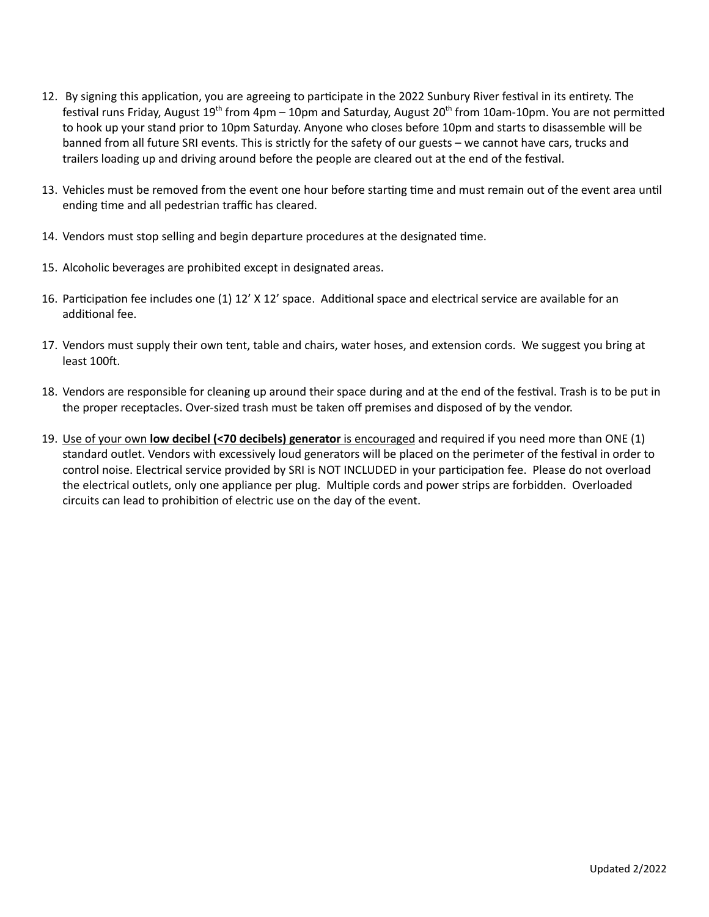12. By signing this application, you are agreeing to participate in the 2022 Sunbury River festival in its entirety. The festival runs Friday, August 19th from 4pm – 10pm and Saturday, August 20th from 10am-10pm. You are not permitted to hook up your stand prior to 10pm Saturday. Anyone who closes before 10pm and starts to disassemble will be banned from all future SRI events. This is strictly for the safety of our guests – we cannot have cars, trucks and trailers loading up and driving around before the people are cleared out at the end of the festival.

13. Vehicles must be removed from the event one hour before starting time and must remain out of the event area until ending time and all pedestrian traffic has cleared.

14. Vendors must stop selling and begin departure procedures at the designated time.

15. Alcoholic beverages are prohibited except in designated areas.

16. Participation fee includes one (1) 12' X 12' space. Additional space and electrical service are available for an additional fee.

17. Vendors must supply their own tent, table and chairs, water hoses, and extension cords. We suggest you bring at least 100ft.

18. Vendors are responsible for cleaning up around their space during and at the end of the festival. Trash is to be put in the proper receptacles. Over-sized trash must be taken off premises and disposed of by the vendor.

19. Use of your own **low decibel (<70 decibels) generator** is encouraged and required if you need more than ONE (1) standard outlet. Vendors with excessively loud generators will be placed on the perimeter of the festival in order to control noise. Electrical service provided by SRI is NOT INCLUDED in your participation fee. Please do not overload the electrical outlets, only one appliance per plug. Multiple cords and power strips are forbidden. Overloaded circuits can lead to prohibition of electric use on the day of the event.

Updated 2/2022